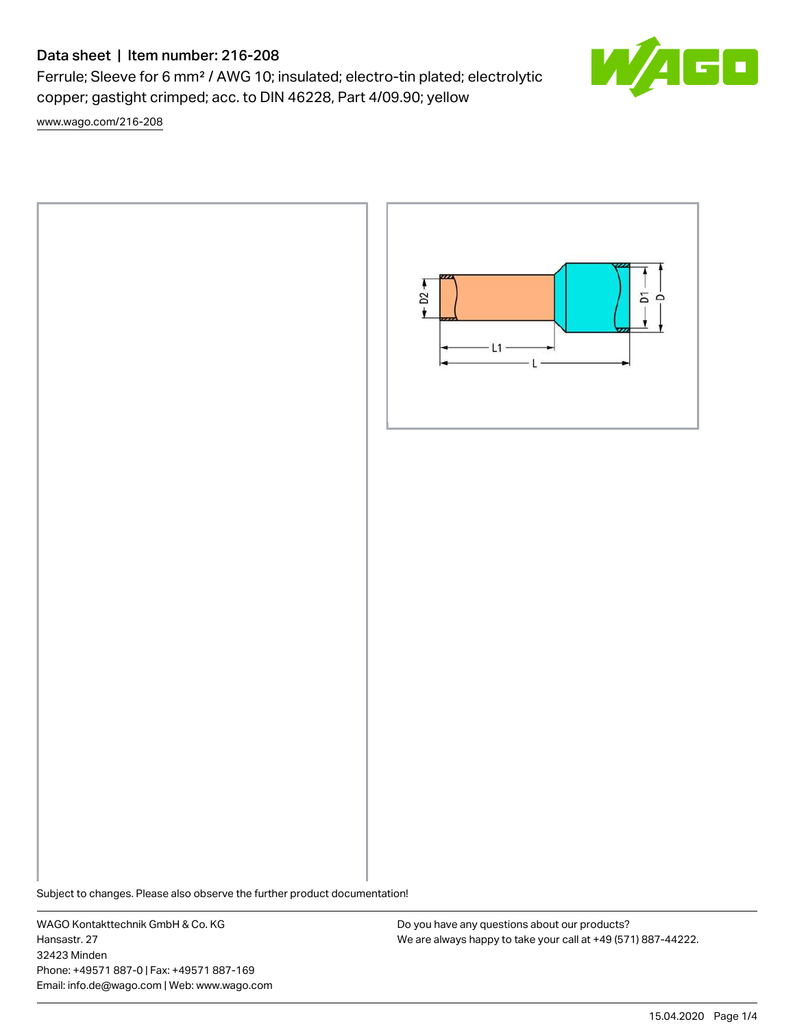# Data sheet | Item number: 216-208

Ferrule; Sleeve for 6 mm² / AWG 10; insulated; electro-tin plated; electrolytic copper; gastight crimped; acc. to DIN 46228, Part 4/09.90; yellow

www.wago.com/216-208

Subject to changes. Please also observe the further product documentation!

WAGO Kontakttechnik GmbH & Co. KG
Hansastr. 27
32423 Minden
Phone: +49571 887-0 | Fax: +49571 887-169
Email: info.de@wago.com | Web: www.wago.com

Do you have any questions about our products?
We are always happy to take your call at +49 (571) 887-44222.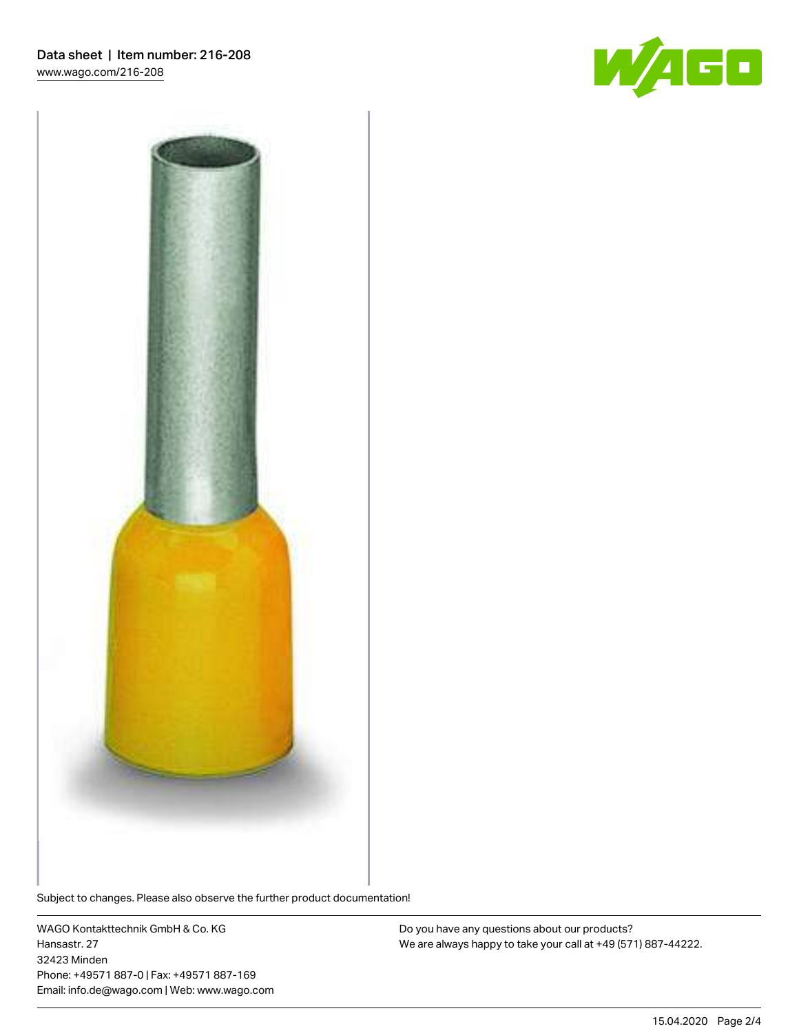Data sheet | Item number: 216-208

www.wago.com/216-208

Subject to changes. Please also observe the further product documentation!

WAGO Kontakttechnik GmbH & Co. KG
Hansastr. 27
32423 Minden
Phone: +49571 887-0 | Fax: +49571 887-169
Email: info.de@wago.com | Web: www.wago.com

Do you have any questions about our products?
We are always happy to take your call at +49 (571) 887-44222.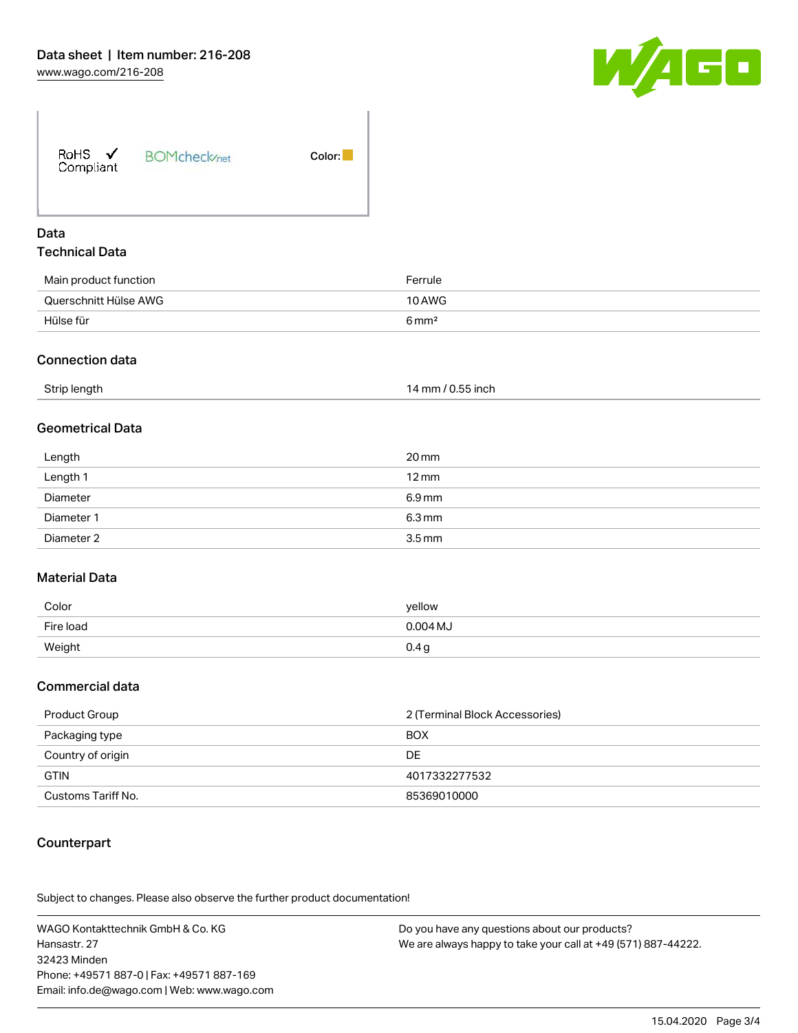Data sheet | Item number: 216-208
www.wago.com/216-208

RoHS ✓ Compliant BOMcheck.net Color:

## Data

### Technical Data

| | |
|---|---|
| Main product function | Ferrule |
| Querschnitt Hülse AWG | 10 AWG |
| Hülse für | 6 mm² |

### Connection data

| | |
|---|---|
| Strip length | 14 mm / 0.55 inch |

### Geometrical Data

| | |
|---|---|
| Length | 20 mm |
| Length 1 | 12 mm |
| Diameter | 6.9 mm |
| Diameter 1 | 6.3 mm |
| Diameter 2 | 3.5 mm |

### Material Data

| | |
|---|---|
| Color | yellow |
| Fire load | 0.004 MJ |
| Weight | 0.4 g |

### Commercial data

| | |
|---|---|
| Product Group | 2 (Terminal Block Accessories) |
| Packaging type | BOX |
| Country of origin | DE |
| GTIN | 4017332277532 |
| Customs Tariff No. | 85369010000 |

### Counterpart

Subject to changes. Please also observe the further product documentation!

WAGO Kontakttechnik GmbH & Co. KG
Hansastr. 27
32423 Minden
Phone: +49571 887-0 | Fax: +49571 887-169
Email: info.de@wago.com | Web: www.wago.com

Do you have any questions about our products?
We are always happy to take your call at +49 (571) 887-44222.

15.04.2020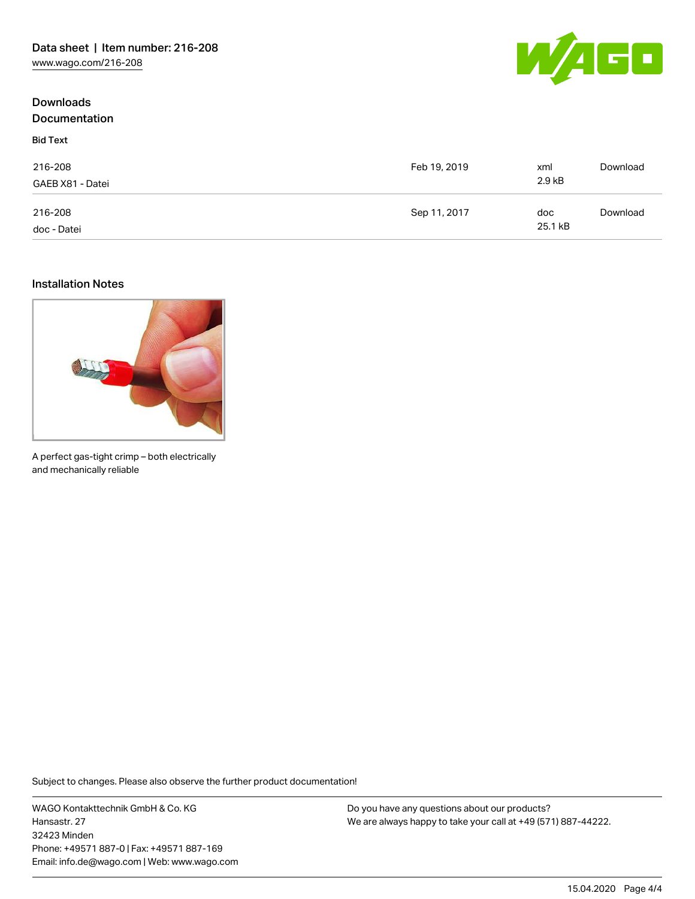## Downloads
## Documentation

**Bid Text**

| | | | |
|---|---|---|---|
| 216-208<br>GAEB X81 - Datei | Feb 19, 2019 | xml<br>2.9 kB | Download |
| 216-208<br>doc - Datei | Sep 11, 2017 | doc<br>25.1 kB | Download |

## Installation Notes

A perfect gas-tight crimp – both electrically and mechanically reliable

Subject to changes. Please also observe the further product documentation!

WAGO Kontakttechnik GmbH & Co. KG
Hansastr. 27
32423 Minden
Phone: +49571 887-0 | Fax: +49571 887-169
Email: info.de@wago.com | Web: www.wago.com

Do you have any questions about our products?
We are always happy to take your call at +49 (571) 887-44222.